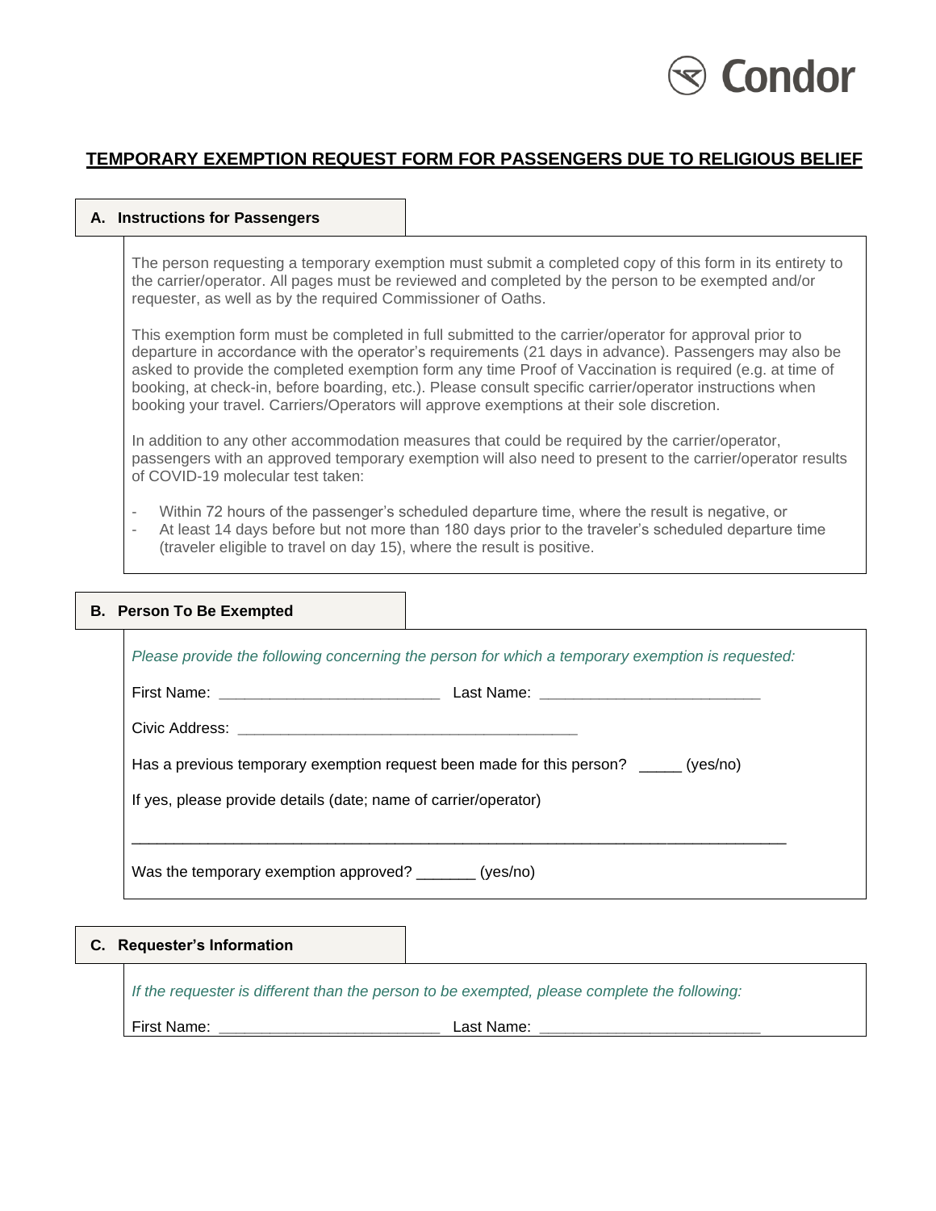Condor

# TEMPORARY EXEMPTION REQUEST FORM FOR PASSENGERS DUE TO RELIGIOUS BELIEF

## A. Instructions for Passengers

The person requesting a temporary exemption must submit a completed copy of this form in its entirety to the carrier/operator. All pages must be reviewed and completed by the person to be exempted and/or requester, as well as by the required Commissioner of Oaths.

This exemption form must be completed in full submitted to the carrier/operator for approval prior to departure in accordance with the operator's requirements (21 days in advance). Passengers may also be asked to provide the completed exemption form any time Proof of Vaccination is required (e.g. at time of booking, at check-in, before boarding, etc.). Please consult specific carrier/operator instructions when booking your travel. Carriers/Operators will approve exemptions at their sole discretion.

In addition to any other accommodation measures that could be required by the carrier/operator, passengers with an approved temporary exemption will also need to present to the carrier/operator results of COVID-19 molecular test taken:

- Within 72 hours of the passenger's scheduled departure time, where the result is negative, or
- At least 14 days before but not more than 180 days prior to the traveler's scheduled departure time (traveler eligible to travel on day 15), where the result is positive.

## B. Person To Be Exempted

*Please provide the following concerning the person for which a temporary exemption is requested:*

First Name: ___________________________ Last Name: ___________________________

Civic Address: __________________________________________

Has a previous temporary exemption request been made for this person? _____ (yes/no)

If yes, please provide details (date; name of carrier/operator)

________________________________________________________________________________

Was the temporary exemption approved? _______ (yes/no)

## C. Requester's Information

*If the requester is different than the person to be exempted, please complete the following:*

First Name: ___________________________ Last Name: ___________________________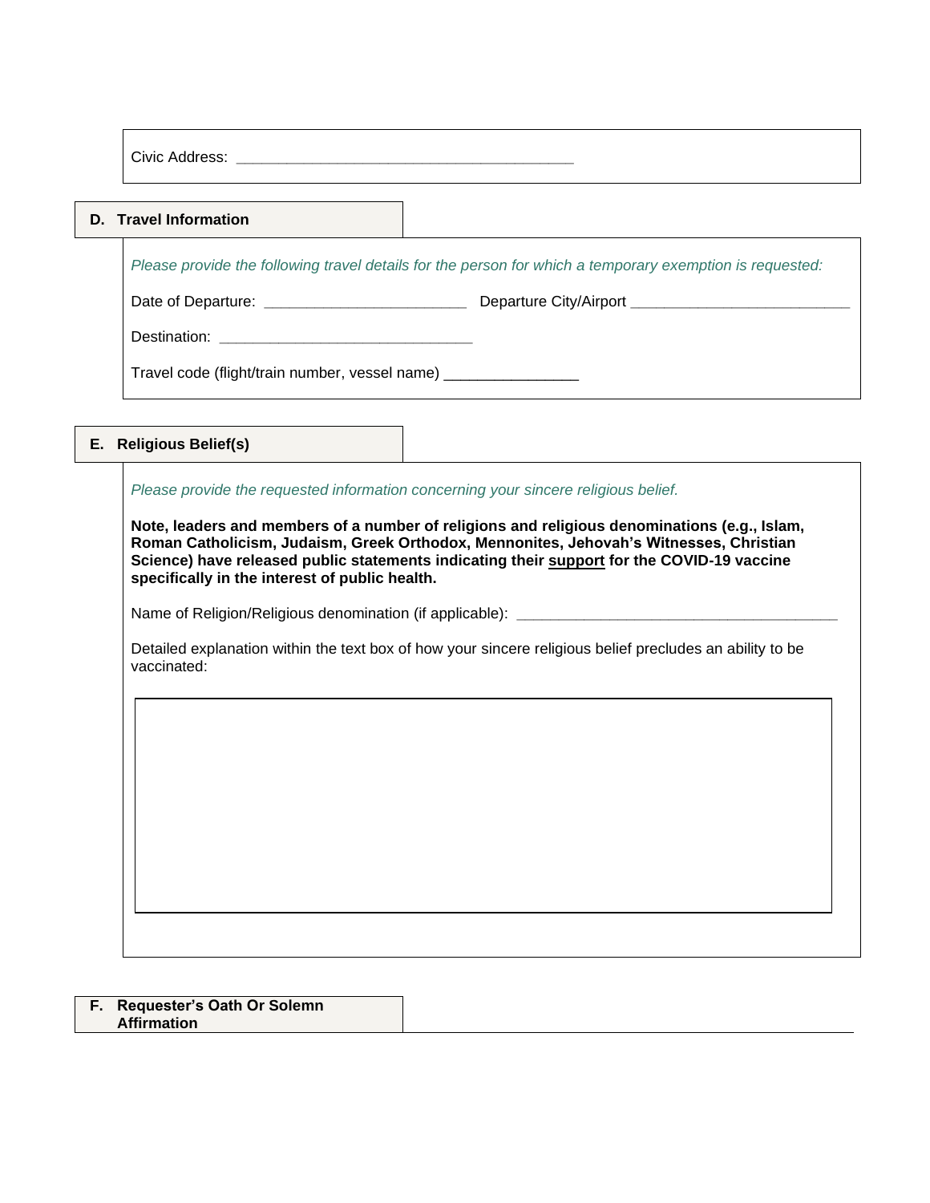Civic Address: ________________________________________

## D. Travel Information

*Please provide the following travel details for the person for which a temporary exemption is requested:*

Date of Departure: ________________________ Departure City/Airport __________________________

Destination: ______________________________

Travel code (flight/train number, vessel name) ________________

## E. Religious Belief(s)

*Please provide the requested information concerning your sincere religious belief.*

**Note, leaders and members of a number of religions and religious denominations (e.g., Islam, Roman Catholicism, Judaism, Greek Orthodox, Mennonites, Jehovah's Witnesses, Christian Science) have released public statements indicating their <u>support</u> for the COVID-19 vaccine specifically in the interest of public health.**

Name of Religion/Religious denomination (if applicable): ______________________________________

Detailed explanation within the text box of how your sincere religious belief precludes an ability to be vaccinated:

## F. Requester's Oath Or Solemn Affirmation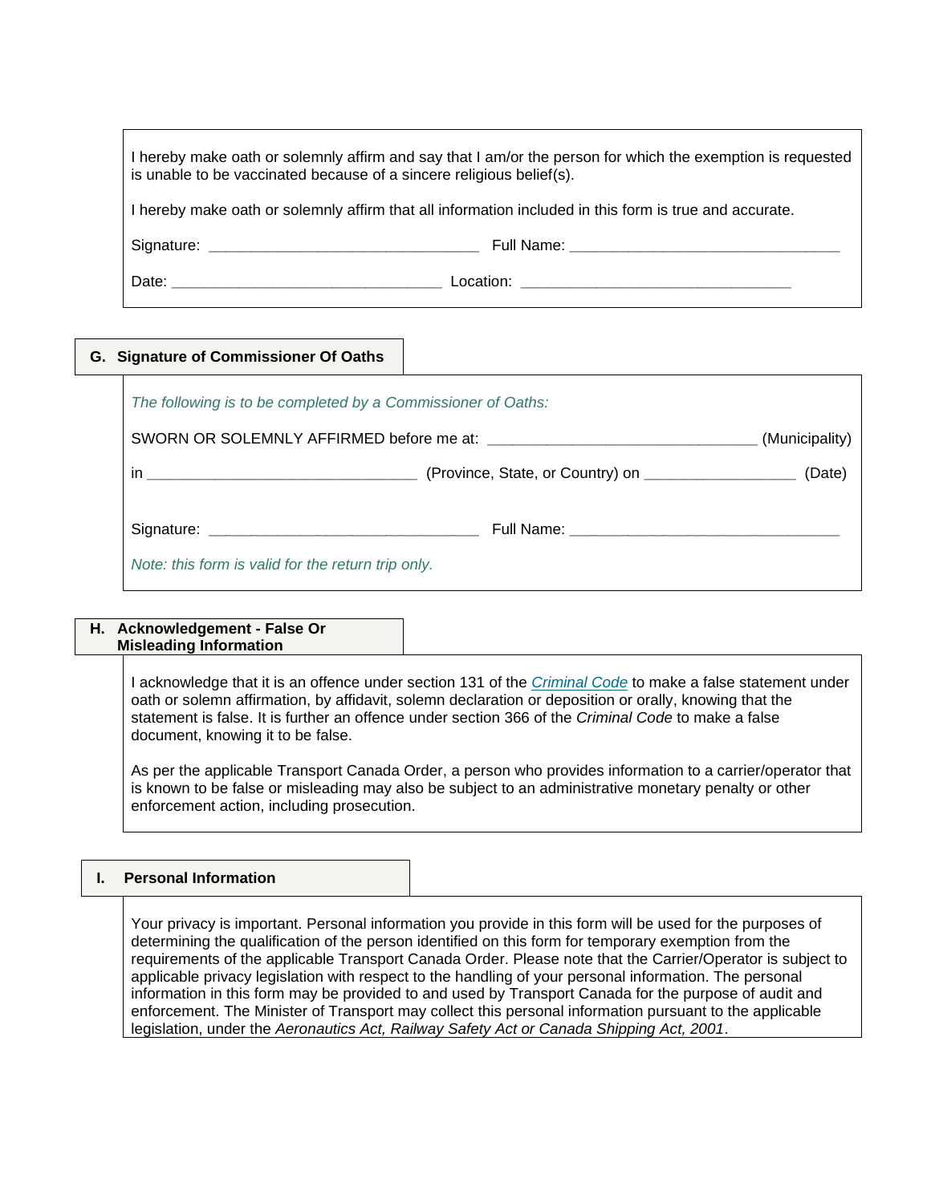I hereby make oath or solemnly affirm and say that I am/or the person for which the exemption is requested is unable to be vaccinated because of a sincere religious belief(s).

I hereby make oath or solemnly affirm that all information included in this form is true and accurate.

Signature: ________________________________ Full Name: ________________________________

Date: ________________________________ Location: ________________________________

## G. Signature of Commissioner Of Oaths

*The following is to be completed by a Commissioner of Oaths:*

SWORN OR SOLEMNLY AFFIRMED before me at: ________________________________ (Municipality)

in ________________________________ (Province, State, or Country) on __________________ (Date)

Signature: ________________________________ Full Name: ________________________________

*Note: this form is valid for the return trip only.*

## H. Acknowledgement - False Or Misleading Information

I acknowledge that it is an offence under section 131 of the *Criminal Code* to make a false statement under oath or solemn affirmation, by affidavit, solemn declaration or deposition or orally, knowing that the statement is false. It is further an offence under section 366 of the *Criminal Code* to make a false document, knowing it to be false.

As per the applicable Transport Canada Order, a person who provides information to a carrier/operator that is known to be false or misleading may also be subject to an administrative monetary penalty or other enforcement action, including prosecution.

## I. Personal Information

Your privacy is important. Personal information you provide in this form will be used for the purposes of determining the qualification of the person identified on this form for temporary exemption from the requirements of the applicable Transport Canada Order. Please note that the Carrier/Operator is subject to applicable privacy legislation with respect to the handling of your personal information. The personal information in this form may be provided to and used by Transport Canada for the purpose of audit and enforcement. The Minister of Transport may collect this personal information pursuant to the applicable legislation, under the *Aeronautics Act, Railway Safety Act or Canada Shipping Act, 2001*.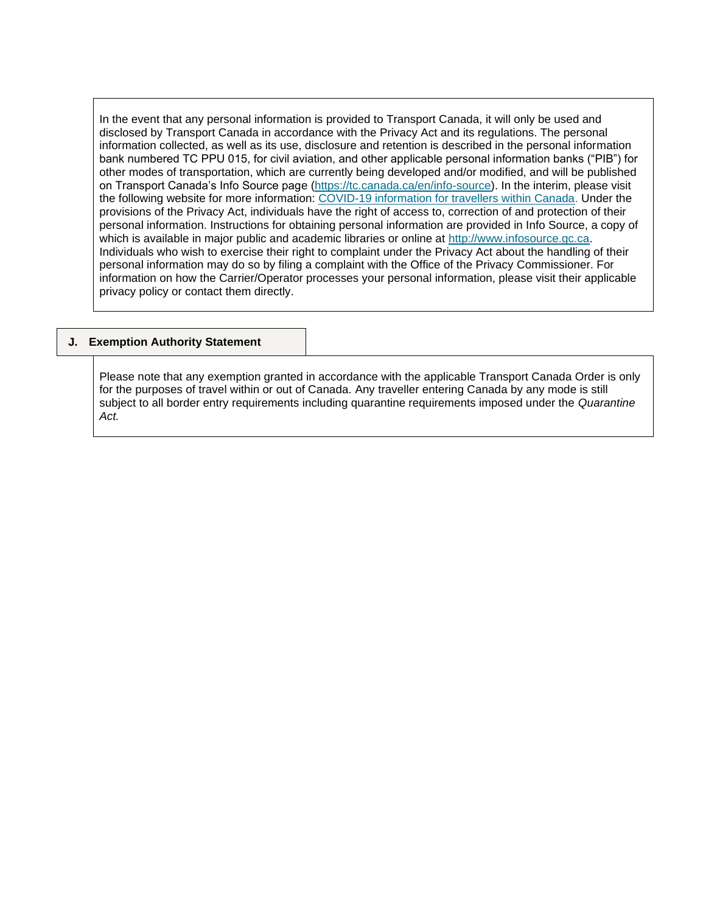In the event that any personal information is provided to Transport Canada, it will only be used and disclosed by Transport Canada in accordance with the Privacy Act and its regulations. The personal information collected, as well as its use, disclosure and retention is described in the personal information bank numbered TC PPU 015, for civil aviation, and other applicable personal information banks ("PIB") for other modes of transportation, which are currently being developed and/or modified, and will be published on Transport Canada's Info Source page (https://tc.canada.ca/en/info-source). In the interim, please visit the following website for more information: COVID-19 information for travellers within Canada. Under the provisions of the Privacy Act, individuals have the right of access to, correction of and protection of their personal information. Instructions for obtaining personal information are provided in Info Source, a copy of which is available in major public and academic libraries or online at http://www.infosource.gc.ca. Individuals who wish to exercise their right to complaint under the Privacy Act about the handling of their personal information may do so by filing a complaint with the Office of the Privacy Commissioner. For information on how the Carrier/Operator processes your personal information, please visit their applicable privacy policy or contact them directly.

## J. Exemption Authority Statement

Please note that any exemption granted in accordance with the applicable Transport Canada Order is only for the purposes of travel within or out of Canada. Any traveller entering Canada by any mode is still subject to all border entry requirements including quarantine requirements imposed under the *Quarantine Act.*